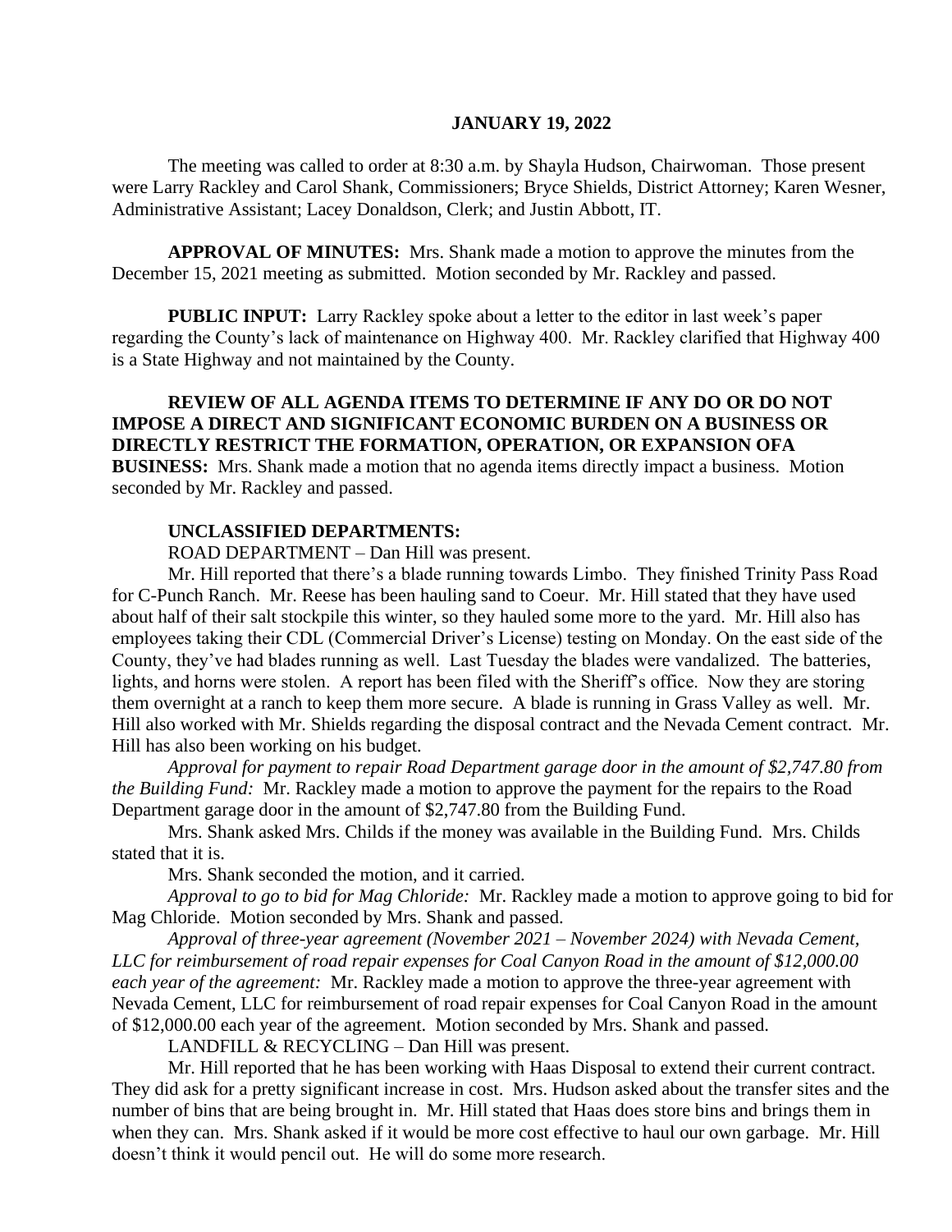**JANUARY 19, 2022**

The meeting was called to order at 8:30 a.m. by Shayla Hudson, Chairwoman. Those present were Larry Rackley and Carol Shank, Commissioners; Bryce Shields, District Attorney; Karen Wesner, Administrative Assistant; Lacey Donaldson, Clerk; and Justin Abbott, IT.

**APPROVAL OF MINUTES:** Mrs. Shank made a motion to approve the minutes from the December 15, 2021 meeting as submitted. Motion seconded by Mr. Rackley and passed.

**PUBLIC INPUT:** Larry Rackley spoke about a letter to the editor in last week's paper regarding the County's lack of maintenance on Highway 400. Mr. Rackley clarified that Highway 400 is a State Highway and not maintained by the County.

**REVIEW OF ALL AGENDA ITEMS TO DETERMINE IF ANY DO OR DO NOT IMPOSE A DIRECT AND SIGNIFICANT ECONOMIC BURDEN ON A BUSINESS OR DIRECTLY RESTRICT THE FORMATION, OPERATION, OR EXPANSION OFA BUSINESS:** Mrs. Shank made a motion that no agenda items directly impact a business. Motion seconded by Mr. Rackley and passed.

**UNCLASSIFIED DEPARTMENTS:**

ROAD DEPARTMENT – Dan Hill was present.

Mr. Hill reported that there's a blade running towards Limbo. They finished Trinity Pass Road for C-Punch Ranch. Mr. Reese has been hauling sand to Coeur. Mr. Hill stated that they have used about half of their salt stockpile this winter, so they hauled some more to the yard. Mr. Hill also has employees taking their CDL (Commercial Driver's License) testing on Monday. On the east side of the County, they've had blades running as well. Last Tuesday the blades were vandalized. The batteries, lights, and horns were stolen. A report has been filed with the Sheriff's office. Now they are storing them overnight at a ranch to keep them more secure. A blade is running in Grass Valley as well. Mr. Hill also worked with Mr. Shields regarding the disposal contract and the Nevada Cement contract. Mr. Hill has also been working on his budget.

*Approval for payment to repair Road Department garage door in the amount of $2,747.80 from the Building Fund:* Mr. Rackley made a motion to approve the payment for the repairs to the Road Department garage door in the amount of $2,747.80 from the Building Fund.

Mrs. Shank asked Mrs. Childs if the money was available in the Building Fund. Mrs. Childs stated that it is.

Mrs. Shank seconded the motion, and it carried.

*Approval to go to bid for Mag Chloride:* Mr. Rackley made a motion to approve going to bid for Mag Chloride. Motion seconded by Mrs. Shank and passed.

*Approval of three-year agreement (November 2021 – November 2024) with Nevada Cement, LLC for reimbursement of road repair expenses for Coal Canyon Road in the amount of $12,000.00 each year of the agreement:* Mr. Rackley made a motion to approve the three-year agreement with Nevada Cement, LLC for reimbursement of road repair expenses for Coal Canyon Road in the amount of $12,000.00 each year of the agreement. Motion seconded by Mrs. Shank and passed.

LANDFILL & RECYCLING – Dan Hill was present.

Mr. Hill reported that he has been working with Haas Disposal to extend their current contract. They did ask for a pretty significant increase in cost. Mrs. Hudson asked about the transfer sites and the number of bins that are being brought in. Mr. Hill stated that Haas does store bins and brings them in when they can. Mrs. Shank asked if it would be more cost effective to haul our own garbage. Mr. Hill doesn't think it would pencil out. He will do some more research.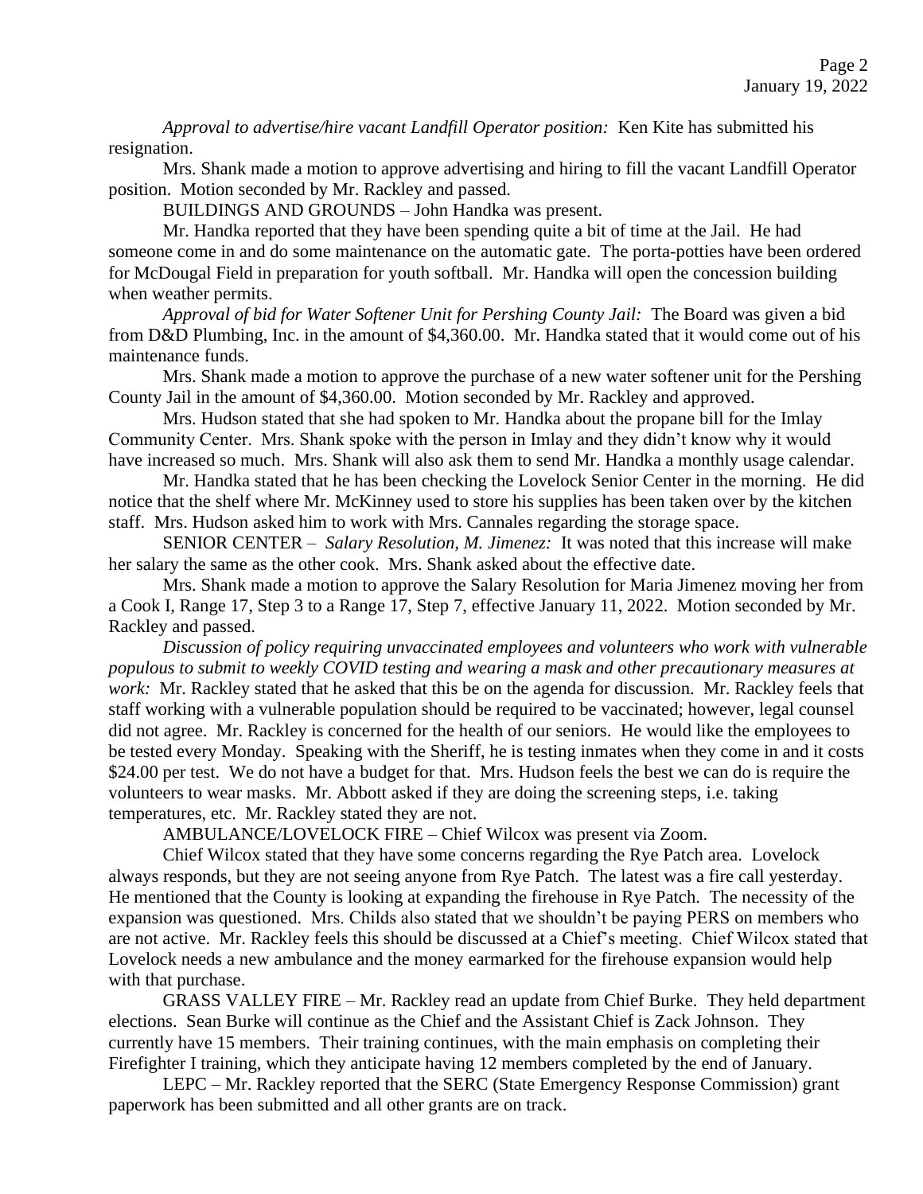*Approval to advertise/hire vacant Landfill Operator position:* Ken Kite has submitted his resignation.

Mrs. Shank made a motion to approve advertising and hiring to fill the vacant Landfill Operator position. Motion seconded by Mr. Rackley and passed.

BUILDINGS AND GROUNDS – John Handka was present.

Mr. Handka reported that they have been spending quite a bit of time at the Jail. He had someone come in and do some maintenance on the automatic gate. The porta-potties have been ordered for McDougal Field in preparation for youth softball. Mr. Handka will open the concession building when weather permits.

*Approval of bid for Water Softener Unit for Pershing County Jail:* The Board was given a bid from D&D Plumbing, Inc. in the amount of $4,360.00. Mr. Handka stated that it would come out of his maintenance funds.

Mrs. Shank made a motion to approve the purchase of a new water softener unit for the Pershing County Jail in the amount of $4,360.00. Motion seconded by Mr. Rackley and approved.

Mrs. Hudson stated that she had spoken to Mr. Handka about the propane bill for the Imlay Community Center. Mrs. Shank spoke with the person in Imlay and they didn't know why it would have increased so much. Mrs. Shank will also ask them to send Mr. Handka a monthly usage calendar.

Mr. Handka stated that he has been checking the Lovelock Senior Center in the morning. He did notice that the shelf where Mr. McKinney used to store his supplies has been taken over by the kitchen staff. Mrs. Hudson asked him to work with Mrs. Cannales regarding the storage space.

SENIOR CENTER – *Salary Resolution, M. Jimenez:* It was noted that this increase will make her salary the same as the other cook. Mrs. Shank asked about the effective date.

Mrs. Shank made a motion to approve the Salary Resolution for Maria Jimenez moving her from a Cook I, Range 17, Step 3 to a Range 17, Step 7, effective January 11, 2022. Motion seconded by Mr. Rackley and passed.

*Discussion of policy requiring unvaccinated employees and volunteers who work with vulnerable populous to submit to weekly COVID testing and wearing a mask and other precautionary measures at work:* Mr. Rackley stated that he asked that this be on the agenda for discussion. Mr. Rackley feels that staff working with a vulnerable population should be required to be vaccinated; however, legal counsel did not agree. Mr. Rackley is concerned for the health of our seniors. He would like the employees to be tested every Monday. Speaking with the Sheriff, he is testing inmates when they come in and it costs $24.00 per test. We do not have a budget for that. Mrs. Hudson feels the best we can do is require the volunteers to wear masks. Mr. Abbott asked if they are doing the screening steps, i.e. taking temperatures, etc. Mr. Rackley stated they are not.

AMBULANCE/LOVELOCK FIRE – Chief Wilcox was present via Zoom.

Chief Wilcox stated that they have some concerns regarding the Rye Patch area. Lovelock always responds, but they are not seeing anyone from Rye Patch. The latest was a fire call yesterday. He mentioned that the County is looking at expanding the firehouse in Rye Patch. The necessity of the expansion was questioned. Mrs. Childs also stated that we shouldn't be paying PERS on members who are not active. Mr. Rackley feels this should be discussed at a Chief's meeting. Chief Wilcox stated that Lovelock needs a new ambulance and the money earmarked for the firehouse expansion would help with that purchase.

GRASS VALLEY FIRE – Mr. Rackley read an update from Chief Burke. They held department elections. Sean Burke will continue as the Chief and the Assistant Chief is Zack Johnson. They currently have 15 members. Their training continues, with the main emphasis on completing their Firefighter I training, which they anticipate having 12 members completed by the end of January.

LEPC – Mr. Rackley reported that the SERC (State Emergency Response Commission) grant paperwork has been submitted and all other grants are on track.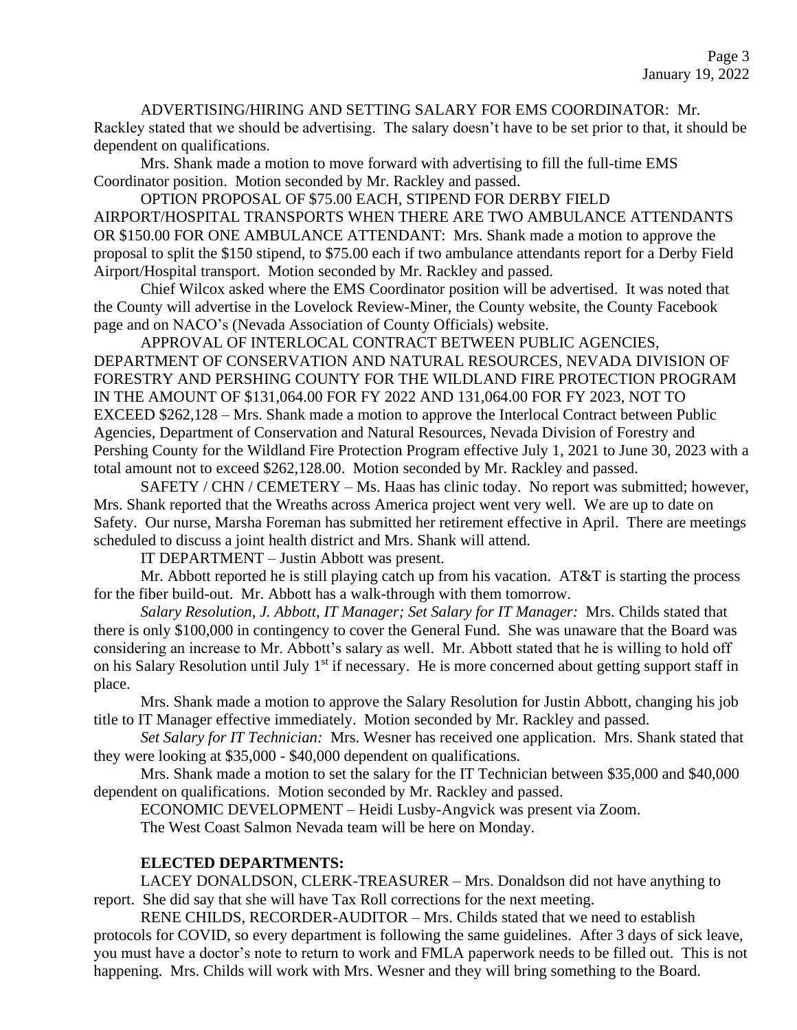ADVERTISING/HIRING AND SETTING SALARY FOR EMS COORDINATOR: Mr. Rackley stated that we should be advertising. The salary doesn't have to be set prior to that, it should be dependent on qualifications.

Mrs. Shank made a motion to move forward with advertising to fill the full-time EMS Coordinator position. Motion seconded by Mr. Rackley and passed.

OPTION PROPOSAL OF $75.00 EACH, STIPEND FOR DERBY FIELD AIRPORT/HOSPITAL TRANSPORTS WHEN THERE ARE TWO AMBULANCE ATTENDANTS OR $150.00 FOR ONE AMBULANCE ATTENDANT: Mrs. Shank made a motion to approve the proposal to split the $150 stipend, to $75.00 each if two ambulance attendants report for a Derby Field Airport/Hospital transport. Motion seconded by Mr. Rackley and passed.

Chief Wilcox asked where the EMS Coordinator position will be advertised. It was noted that the County will advertise in the Lovelock Review-Miner, the County website, the County Facebook page and on NACO's (Nevada Association of County Officials) website.

APPROVAL OF INTERLOCAL CONTRACT BETWEEN PUBLIC AGENCIES, DEPARTMENT OF CONSERVATION AND NATURAL RESOURCES, NEVADA DIVISION OF FORESTRY AND PERSHING COUNTY FOR THE WILDLAND FIRE PROTECTION PROGRAM IN THE AMOUNT OF $131,064.00 FOR FY 2022 AND 131,064.00 FOR FY 2023, NOT TO EXCEED $262,128 – Mrs. Shank made a motion to approve the Interlocal Contract between Public Agencies, Department of Conservation and Natural Resources, Nevada Division of Forestry and Pershing County for the Wildland Fire Protection Program effective July 1, 2021 to June 30, 2023 with a total amount not to exceed $262,128.00. Motion seconded by Mr. Rackley and passed.

SAFETY / CHN / CEMETERY – Ms. Haas has clinic today. No report was submitted; however, Mrs. Shank reported that the Wreaths across America project went very well. We are up to date on Safety. Our nurse, Marsha Foreman has submitted her retirement effective in April. There are meetings scheduled to discuss a joint health district and Mrs. Shank will attend.

IT DEPARTMENT – Justin Abbott was present.

Mr. Abbott reported he is still playing catch up from his vacation. AT&T is starting the process for the fiber build-out. Mr. Abbott has a walk-through with them tomorrow.

*Salary Resolution, J. Abbott, IT Manager; Set Salary for IT Manager:* Mrs. Childs stated that there is only $100,000 in contingency to cover the General Fund. She was unaware that the Board was considering an increase to Mr. Abbott's salary as well. Mr. Abbott stated that he is willing to hold off on his Salary Resolution until July 1st if necessary. He is more concerned about getting support staff in place.

Mrs. Shank made a motion to approve the Salary Resolution for Justin Abbott, changing his job title to IT Manager effective immediately. Motion seconded by Mr. Rackley and passed.

*Set Salary for IT Technician:* Mrs. Wesner has received one application. Mrs. Shank stated that they were looking at $35,000 - $40,000 dependent on qualifications.

Mrs. Shank made a motion to set the salary for the IT Technician between $35,000 and $40,000 dependent on qualifications. Motion seconded by Mr. Rackley and passed.

ECONOMIC DEVELOPMENT – Heidi Lusby-Angvick was present via Zoom.

The West Coast Salmon Nevada team will be here on Monday.

**ELECTED DEPARTMENTS:**

LACEY DONALDSON, CLERK-TREASURER – Mrs. Donaldson did not have anything to report. She did say that she will have Tax Roll corrections for the next meeting.

RENE CHILDS, RECORDER-AUDITOR – Mrs. Childs stated that we need to establish protocols for COVID, so every department is following the same guidelines. After 3 days of sick leave, you must have a doctor's note to return to work and FMLA paperwork needs to be filled out. This is not happening. Mrs. Childs will work with Mrs. Wesner and they will bring something to the Board.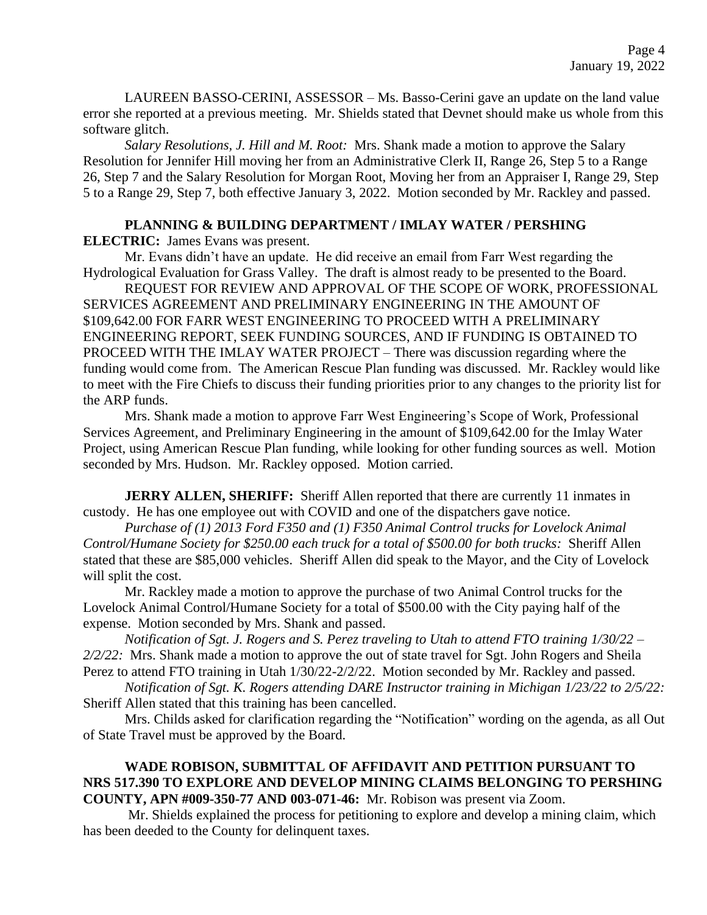LAUREEN BASSO-CERINI, ASSESSOR – Ms. Basso-Cerini gave an update on the land value error she reported at a previous meeting. Mr. Shields stated that Devnet should make us whole from this software glitch.

*Salary Resolutions, J. Hill and M. Root:* Mrs. Shank made a motion to approve the Salary Resolution for Jennifer Hill moving her from an Administrative Clerk II, Range 26, Step 5 to a Range 26, Step 7 and the Salary Resolution for Morgan Root, Moving her from an Appraiser I, Range 29, Step 5 to a Range 29, Step 7, both effective January 3, 2022. Motion seconded by Mr. Rackley and passed.

**PLANNING & BUILDING DEPARTMENT / IMLAY WATER / PERSHING ELECTRIC:** James Evans was present.

Mr. Evans didn't have an update. He did receive an email from Farr West regarding the Hydrological Evaluation for Grass Valley. The draft is almost ready to be presented to the Board.

REQUEST FOR REVIEW AND APPROVAL OF THE SCOPE OF WORK, PROFESSIONAL SERVICES AGREEMENT AND PRELIMINARY ENGINEERING IN THE AMOUNT OF $109,642.00 FOR FARR WEST ENGINEERING TO PROCEED WITH A PRELIMINARY ENGINEERING REPORT, SEEK FUNDING SOURCES, AND IF FUNDING IS OBTAINED TO PROCEED WITH THE IMLAY WATER PROJECT – There was discussion regarding where the funding would come from. The American Rescue Plan funding was discussed. Mr. Rackley would like to meet with the Fire Chiefs to discuss their funding priorities prior to any changes to the priority list for the ARP funds.

Mrs. Shank made a motion to approve Farr West Engineering's Scope of Work, Professional Services Agreement, and Preliminary Engineering in the amount of $109,642.00 for the Imlay Water Project, using American Rescue Plan funding, while looking for other funding sources as well. Motion seconded by Mrs. Hudson. Mr. Rackley opposed. Motion carried.

**JERRY ALLEN, SHERIFF:** Sheriff Allen reported that there are currently 11 inmates in custody. He has one employee out with COVID and one of the dispatchers gave notice.

*Purchase of (1) 2013 Ford F350 and (1) F350 Animal Control trucks for Lovelock Animal Control/Humane Society for $250.00 each truck for a total of $500.00 for both trucks:* Sheriff Allen stated that these are $85,000 vehicles. Sheriff Allen did speak to the Mayor, and the City of Lovelock will split the cost.

Mr. Rackley made a motion to approve the purchase of two Animal Control trucks for the Lovelock Animal Control/Humane Society for a total of $500.00 with the City paying half of the expense. Motion seconded by Mrs. Shank and passed.

*Notification of Sgt. J. Rogers and S. Perez traveling to Utah to attend FTO training 1/30/22 – 2/2/22:* Mrs. Shank made a motion to approve the out of state travel for Sgt. John Rogers and Sheila Perez to attend FTO training in Utah 1/30/22-2/2/22. Motion seconded by Mr. Rackley and passed.

*Notification of Sgt. K. Rogers attending DARE Instructor training in Michigan 1/23/22 to 2/5/22:* Sheriff Allen stated that this training has been cancelled.

Mrs. Childs asked for clarification regarding the "Notification" wording on the agenda, as all Out of State Travel must be approved by the Board.

**WADE ROBISON, SUBMITTAL OF AFFIDAVIT AND PETITION PURSUANT TO NRS 517.390 TO EXPLORE AND DEVELOP MINING CLAIMS BELONGING TO PERSHING COUNTY, APN #009-350-77 AND 003-071-46:** Mr. Robison was present via Zoom.

Mr. Shields explained the process for petitioning to explore and develop a mining claim, which has been deeded to the County for delinquent taxes.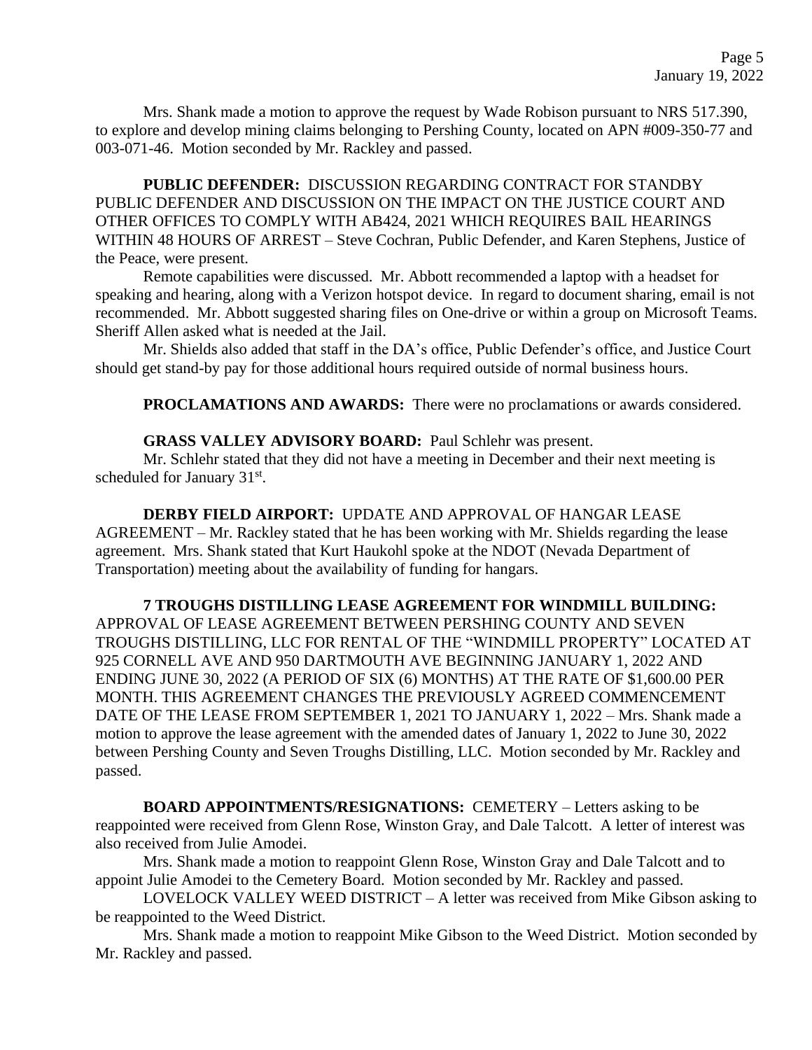Mrs. Shank made a motion to approve the request by Wade Robison pursuant to NRS 517.390, to explore and develop mining claims belonging to Pershing County, located on APN #009-350-77 and 003-071-46. Motion seconded by Mr. Rackley and passed.

**PUBLIC DEFENDER:** DISCUSSION REGARDING CONTRACT FOR STANDBY PUBLIC DEFENDER AND DISCUSSION ON THE IMPACT ON THE JUSTICE COURT AND OTHER OFFICES TO COMPLY WITH AB424, 2021 WHICH REQUIRES BAIL HEARINGS WITHIN 48 HOURS OF ARREST – Steve Cochran, Public Defender, and Karen Stephens, Justice of the Peace, were present.

Remote capabilities were discussed. Mr. Abbott recommended a laptop with a headset for speaking and hearing, along with a Verizon hotspot device. In regard to document sharing, email is not recommended. Mr. Abbott suggested sharing files on One-drive or within a group on Microsoft Teams. Sheriff Allen asked what is needed at the Jail.

Mr. Shields also added that staff in the DA's office, Public Defender's office, and Justice Court should get stand-by pay for those additional hours required outside of normal business hours.

**PROCLAMATIONS AND AWARDS:** There were no proclamations or awards considered.

**GRASS VALLEY ADVISORY BOARD:** Paul Schlehr was present.

Mr. Schlehr stated that they did not have a meeting in December and their next meeting is scheduled for January 31st.

**DERBY FIELD AIRPORT:** UPDATE AND APPROVAL OF HANGAR LEASE AGREEMENT – Mr. Rackley stated that he has been working with Mr. Shields regarding the lease agreement. Mrs. Shank stated that Kurt Haukohl spoke at the NDOT (Nevada Department of Transportation) meeting about the availability of funding for hangars.

**7 TROUGHS DISTILLING LEASE AGREEMENT FOR WINDMILL BUILDING:** APPROVAL OF LEASE AGREEMENT BETWEEN PERSHING COUNTY AND SEVEN TROUGHS DISTILLING, LLC FOR RENTAL OF THE "WINDMILL PROPERTY" LOCATED AT 925 CORNELL AVE AND 950 DARTMOUTH AVE BEGINNING JANUARY 1, 2022 AND ENDING JUNE 30, 2022 (A PERIOD OF SIX (6) MONTHS) AT THE RATE OF $1,600.00 PER MONTH. THIS AGREEMENT CHANGES THE PREVIOUSLY AGREED COMMENCEMENT DATE OF THE LEASE FROM SEPTEMBER 1, 2021 TO JANUARY 1, 2022 – Mrs. Shank made a motion to approve the lease agreement with the amended dates of January 1, 2022 to June 30, 2022 between Pershing County and Seven Troughs Distilling, LLC. Motion seconded by Mr. Rackley and passed.

**BOARD APPOINTMENTS/RESIGNATIONS:** CEMETERY – Letters asking to be reappointed were received from Glenn Rose, Winston Gray, and Dale Talcott. A letter of interest was also received from Julie Amodei.

Mrs. Shank made a motion to reappoint Glenn Rose, Winston Gray and Dale Talcott and to appoint Julie Amodei to the Cemetery Board. Motion seconded by Mr. Rackley and passed.

LOVELOCK VALLEY WEED DISTRICT – A letter was received from Mike Gibson asking to be reappointed to the Weed District.

Mrs. Shank made a motion to reappoint Mike Gibson to the Weed District. Motion seconded by Mr. Rackley and passed.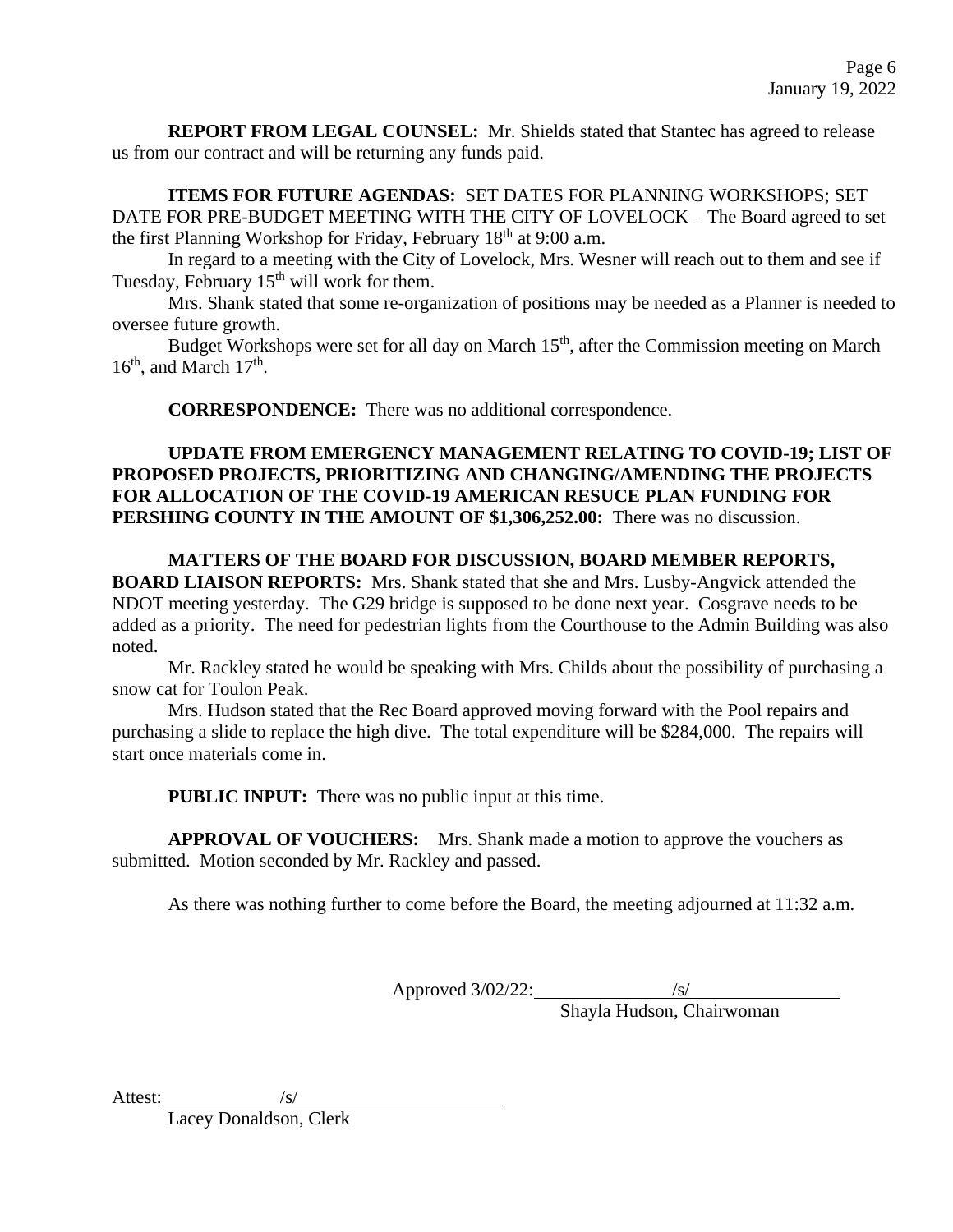**REPORT FROM LEGAL COUNSEL:** Mr. Shields stated that Stantec has agreed to release us from our contract and will be returning any funds paid.

**ITEMS FOR FUTURE AGENDAS:** SET DATES FOR PLANNING WORKSHOPS; SET DATE FOR PRE-BUDGET MEETING WITH THE CITY OF LOVELOCK – The Board agreed to set the first Planning Workshop for Friday, February 18th at 9:00 a.m.

In regard to a meeting with the City of Lovelock, Mrs. Wesner will reach out to them and see if Tuesday, February 15th will work for them.

Mrs. Shank stated that some re-organization of positions may be needed as a Planner is needed to oversee future growth.

Budget Workshops were set for all day on March 15th, after the Commission meeting on March 16th, and March 17th.

**CORRESPONDENCE:** There was no additional correspondence.

**UPDATE FROM EMERGENCY MANAGEMENT RELATING TO COVID-19; LIST OF PROPOSED PROJECTS, PRIORITIZING AND CHANGING/AMENDING THE PROJECTS FOR ALLOCATION OF THE COVID-19 AMERICAN RESUCE PLAN FUNDING FOR PERSHING COUNTY IN THE AMOUNT OF $1,306,252.00:** There was no discussion.

**MATTERS OF THE BOARD FOR DISCUSSION, BOARD MEMBER REPORTS, BOARD LIAISON REPORTS:** Mrs. Shank stated that she and Mrs. Lusby-Angvick attended the NDOT meeting yesterday. The G29 bridge is supposed to be done next year. Cosgrave needs to be added as a priority. The need for pedestrian lights from the Courthouse to the Admin Building was also noted.

Mr. Rackley stated he would be speaking with Mrs. Childs about the possibility of purchasing a snow cat for Toulon Peak.

Mrs. Hudson stated that the Rec Board approved moving forward with the Pool repairs and purchasing a slide to replace the high dive. The total expenditure will be $284,000. The repairs will start once materials come in.

**PUBLIC INPUT:** There was no public input at this time.

**APPROVAL OF VOUCHERS:** Mrs. Shank made a motion to approve the vouchers as submitted. Motion seconded by Mr. Rackley and passed.

As there was nothing further to come before the Board, the meeting adjourned at 11:32 a.m.

Approved 3/02/22: /s/
Shayla Hudson, Chairwoman

Attest: /s/
Lacey Donaldson, Clerk